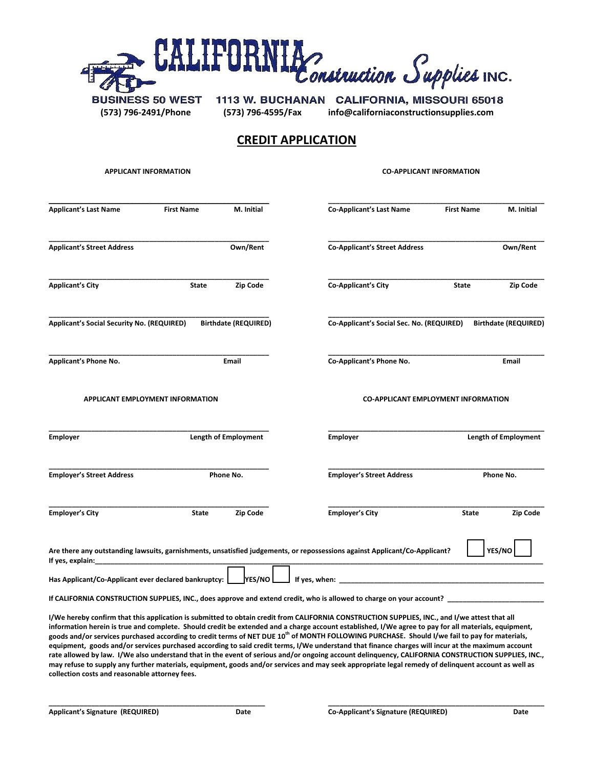# CALIFORNIA Construction Supplies INC.

BUSINESS 50 WEST 1113 W. BUCHANAN CALIFORNIA, MISSOURI 65018

(573) 796-2491/Phone (573) 796-4595/Fax info@californiaconstructionsupplies.com

## CREDIT APPLICATION

**APPLICANT INFORMATION**

______________________________________________
**Applicant's Last Name First Name M. Initial**

______________________________________________
**Applicant's Street Address Own/Rent**

______________________________________________
**Applicant's City State Zip Code**

______________________________________________
**Applicant's Social Security No. (REQUIRED) Birthdate (REQUIRED)**

______________________________________________
**Applicant's Phone No. Email**

**APPLICANT EMPLOYMENT INFORMATION**

______________________________________________
**Employer Length of Employment**

______________________________________________
**Employer's Street Address Phone No.**

______________________________________________
**Employer's City State Zip Code**

**CO-APPLICANT INFORMATION**

______________________________________________
**Co-Applicant's Last Name First Name M. Initial**

______________________________________________
**Co-Applicant's Street Address Own/Rent**

______________________________________________
**Co-Applicant's City State Zip Code**

______________________________________________
**Co-Applicant's Social Sec. No. (REQUIRED) Birthdate (REQUIRED)**

______________________________________________
**Co-Applicant's Phone No. Email**

**CO-APPLICANT EMPLOYMENT INFORMATION**

______________________________________________
**Employer Length of Employment**

______________________________________________
**Employer's Street Address Phone No.**

______________________________________________
**Employer's City State Zip Code**

**Are there any outstanding lawsuits, garnishments, unsatisfied judgements, or repossessions against Applicant/Co-Applicant?** ☐ **YES/NO** ☐

**If yes, explain:**______________________________________________

**Has Applicant/Co-Applicant ever declared bankruptcy:** ☐ **YES/NO** ☐ **If yes, when:** ______________________________

**If CALIFORNIA CONSTRUCTION SUPPLIES, INC., does approve and extend credit, who is allowed to charge on your account?** ______________

**I/We hereby confirm that this application is submitted to obtain credit from CALIFORNIA CONSTRUCTION SUPPLIES, INC., and I/we attest that all information herein is true and complete. Should credit be extended and a charge account established, I/We agree to pay for all materials, equipment, goods and/or services purchased according to credit terms of NET DUE 10th of MONTH FOLLOWING PURCHASE. Should I/we fail to pay for materials, equipment, goods and/or services purchased according to said credit terms, I/We understand that finance charges will incur at the maximum account rate allowed by law. I/We also understand that in the event of serious and/or ongoing account delinquency, CALIFORNIA CONSTRUCTION SUPPLIES, INC., may refuse to supply any further materials, equipment, goods and/or services and may seek appropriate legal remedy of delinquent account as well as collection costs and reasonable attorney fees.**

______________________________________________
**Applicant's Signature (REQUIRED) Date**

______________________________________________
**Co-Applicant's Signature (REQUIRED) Date**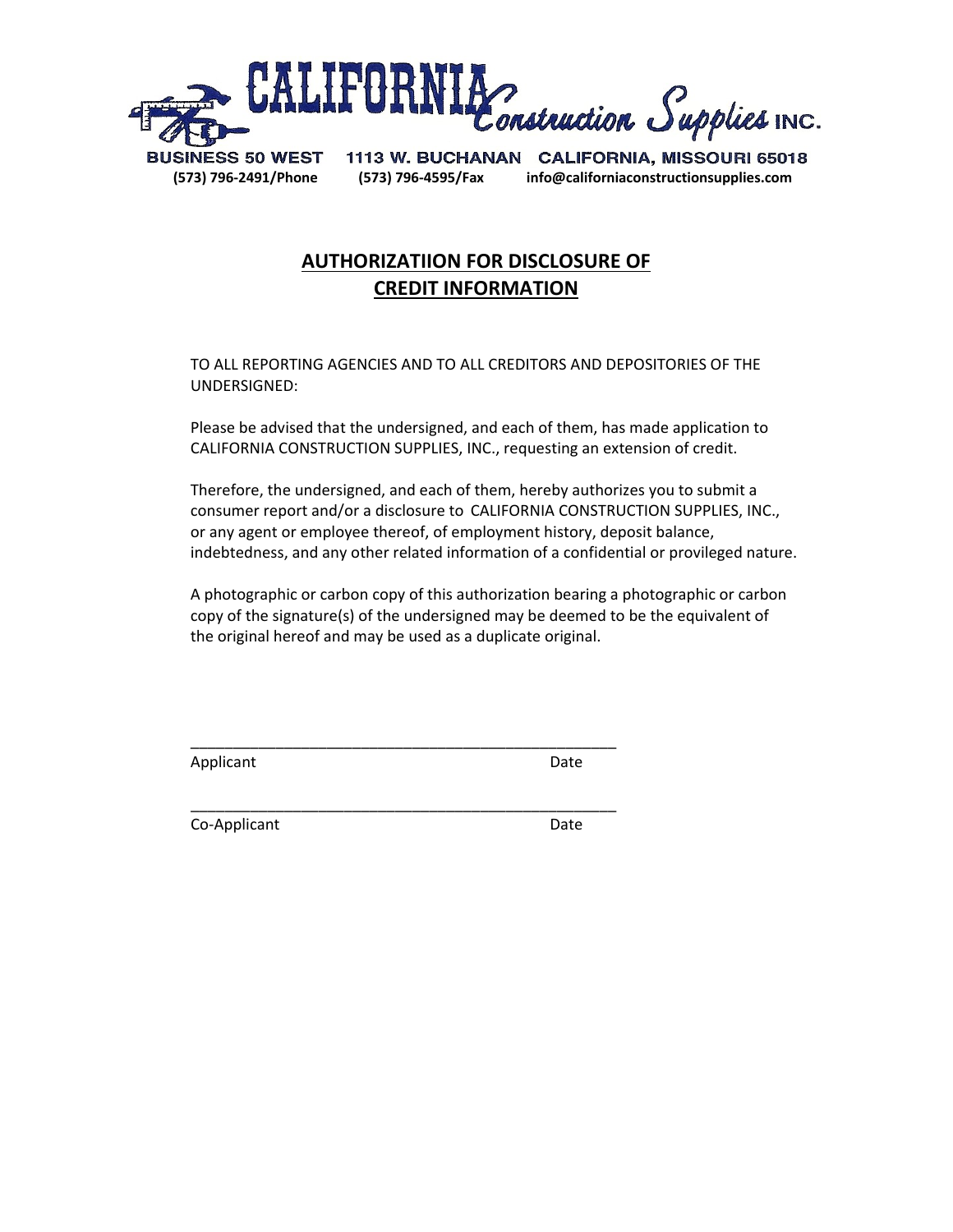CALIFORNIA Construction Supplies INC.

BUSINESS 50 WEST 1113 W. BUCHANAN CALIFORNIA, MISSOURI 65018

(573) 796-2491/Phone (573) 796-4595/Fax info@californiaconstructionsupplies.com

## AUTHORIZATIION FOR DISCLOSURE OF CREDIT INFORMATION

TO ALL REPORTING AGENCIES AND TO ALL CREDITORS AND DEPOSITORIES OF THE UNDERSIGNED:

Please be advised that the undersigned, and each of them, has made application to CALIFORNIA CONSTRUCTION SUPPLIES, INC., requesting an extension of credit.

Therefore, the undersigned, and each of them, hereby authorizes you to submit a consumer report and/or a disclosure to CALIFORNIA CONSTRUCTION SUPPLIES, INC., or any agent or employee thereof, of employment history, deposit balance, indebtedness, and any other related information of a confidential or provileged nature.

A photographic or carbon copy of this authorization bearing a photographic or carbon copy of the signature(s) of the undersigned may be deemed to be the equivalent of the original hereof and may be used as a duplicate original.

_______________________________________________

Applicant Date

_______________________________________________

Co-Applicant Date